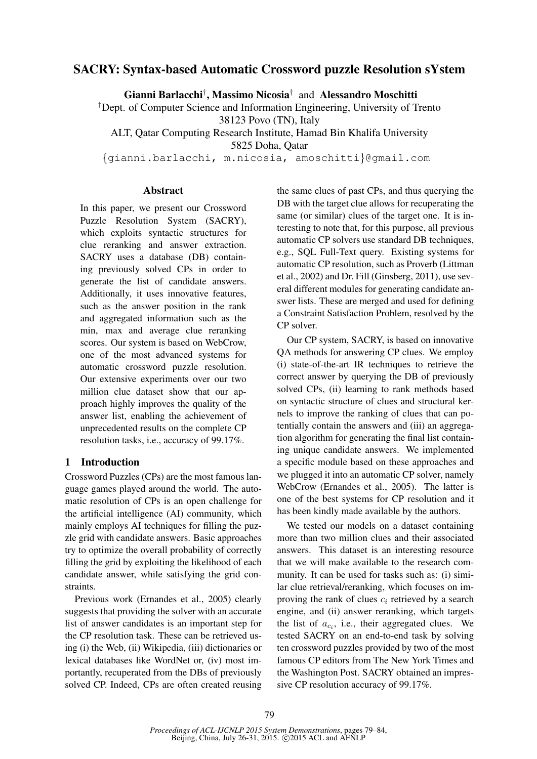# SACRY: Syntax-based Automatic Crossword puzzle Resolution sYstem

**Gianni Barlacchi**[†], **Massimo Nicosia**[†] and **Alessandro Moschitti**

[†]Dept. of Computer Science and Information Engineering, University of Trento
38123 Povo (TN), Italy
ALT, Qatar Computing Research Institute, Hamad Bin Khalifa University
5825 Doha, Qatar
{gianni.barlacchi, m.nicosia, amoschitti}@gmail.com

## Abstract

In this paper, we present our Crossword Puzzle Resolution System (SACRY), which exploits syntactic structures for clue reranking and answer extraction. SACRY uses a database (DB) containing previously solved CPs in order to generate the list of candidate answers. Additionally, it uses innovative features, such as the answer position in the rank and aggregated information such as the min, max and average clue reranking scores. Our system is based on WebCrow, one of the most advanced systems for automatic crossword puzzle resolution. Our extensive experiments over our two million clue dataset show that our approach highly improves the quality of the answer list, enabling the achievement of unprecedented results on the complete CP resolution tasks, i.e., accuracy of 99.17%.

## 1 Introduction

Crossword Puzzles (CPs) are the most famous language games played around the world. The automatic resolution of CPs is an open challenge for the artificial intelligence (AI) community, which mainly employs AI techniques for filling the puzzle grid with candidate answers. Basic approaches try to optimize the overall probability of correctly filling the grid by exploiting the likelihood of each candidate answer, while satisfying the grid constraints.

Previous work (Ernandes et al., 2005) clearly suggests that providing the solver with an accurate list of answer candidates is an important step for the CP resolution task. These can be retrieved using (i) the Web, (ii) Wikipedia, (iii) dictionaries or lexical databases like WordNet or, (iv) most importantly, recuperated from the DBs of previously solved CP. Indeed, CPs are often created reusing the same clues of past CPs, and thus querying the DB with the target clue allows for recuperating the same (or similar) clues of the target one. It is interesting to note that, for this purpose, all previous automatic CP solvers use standard DB techniques, e.g., SQL Full-Text query. Existing systems for automatic CP resolution, such as Proverb (Littman et al., 2002) and Dr. Fill (Ginsberg, 2011), use several different modules for generating candidate answer lists. These are merged and used for defining a Constraint Satisfaction Problem, resolved by the CP solver.

Our CP system, SACRY, is based on innovative QA methods for answering CP clues. We employ (i) state-of-the-art IR techniques to retrieve the correct answer by querying the DB of previously solved CPs, (ii) learning to rank methods based on syntactic structure of clues and structural kernels to improve the ranking of clues that can potentially contain the answers and (iii) an aggregation algorithm for generating the final list containing unique candidate answers. We implemented a specific module based on these approaches and we plugged it into an automatic CP solver, namely WebCrow (Ernandes et al., 2005). The latter is one of the best systems for CP resolution and it has been kindly made available by the authors.

We tested our models on a dataset containing more than two million clues and their associated answers. This dataset is an interesting resource that we will make available to the research community. It can be used for tasks such as: (i) similar clue retrieval/reranking, which focuses on improving the rank of clues $c_i$ retrieved by a search engine, and (ii) answer reranking, which targets the list of $a_{c_i}$, i.e., their aggregated clues. We tested SACRY on an end-to-end task by solving ten crossword puzzles provided by two of the most famous CP editors from The New York Times and the Washington Post. SACRY obtained an impressive CP resolution accuracy of 99.17%.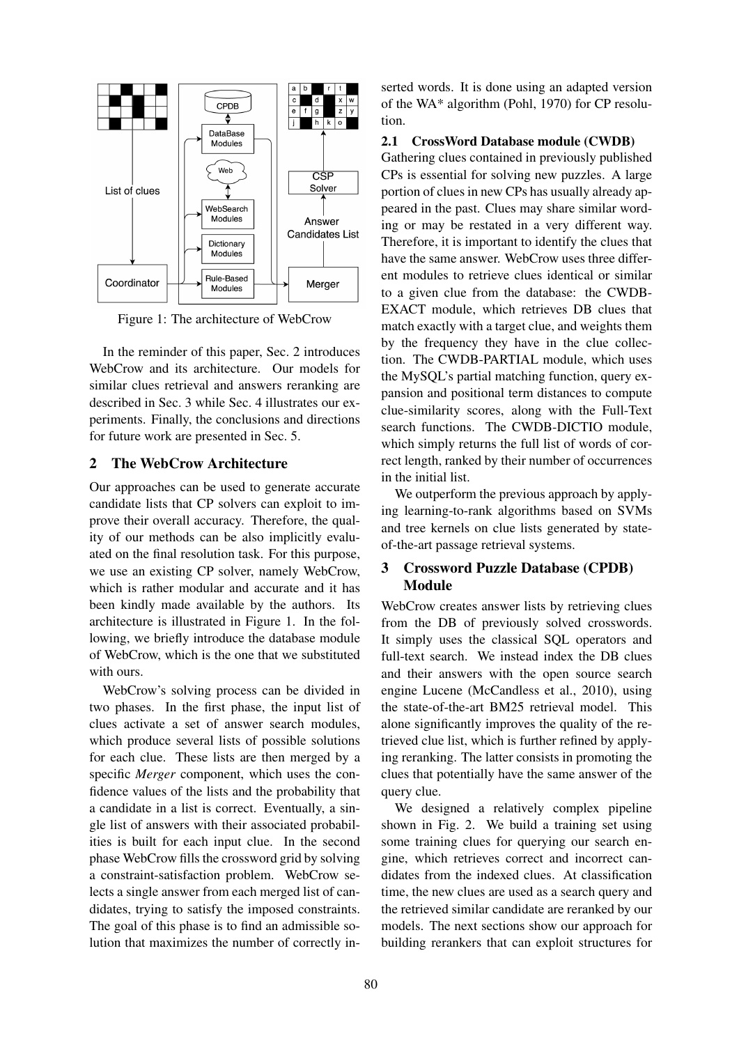Figure 1: The architecture of WebCrow

In the reminder of this paper, Sec. 2 introduces WebCrow and its architecture. Our models for similar clues retrieval and answers reranking are described in Sec. 3 while Sec. 4 illustrates our experiments. Finally, the conclusions and directions for future work are presented in Sec. 5.

## 2 The WebCrow Architecture

Our approaches can be used to generate accurate candidate lists that CP solvers can exploit to improve their overall accuracy. Therefore, the quality of our methods can be also implicitly evaluated on the final resolution task. For this purpose, we use an existing CP solver, namely WebCrow, which is rather modular and accurate and it has been kindly made available by the authors. Its architecture is illustrated in Figure 1. In the following, we briefly introduce the database module of WebCrow, which is the one that we substituted with ours.

WebCrow's solving process can be divided in two phases. In the first phase, the input list of clues activate a set of answer search modules, which produce several lists of possible solutions for each clue. These lists are then merged by a specific *Merger* component, which uses the confidence values of the lists and the probability that a candidate in a list is correct. Eventually, a single list of answers with their associated probabilities is built for each input clue. In the second phase WebCrow fills the crossword grid by solving a constraint-satisfaction problem. WebCrow selects a single answer from each merged list of candidates, trying to satisfy the imposed constraints. The goal of this phase is to find an admissible solution that maximizes the number of correctly inserted words. It is done using an adapted version of the WA* algorithm (Pohl, 1970) for CP resolution.

### 2.1 CrossWord Database module (CWDB)

Gathering clues contained in previously published CPs is essential for solving new puzzles. A large portion of clues in new CPs has usually already appeared in the past. Clues may share similar wording or may be restated in a very different way. Therefore, it is important to identify the clues that have the same answer. WebCrow uses three different modules to retrieve clues identical or similar to a given clue from the database: the CWDB-EXACT module, which retrieves DB clues that match exactly with a target clue, and weights them by the frequency they have in the clue collection. The CWDB-PARTIAL module, which uses the MySQL's partial matching function, query expansion and positional term distances to compute clue-similarity scores, along with the Full-Text search functions. The CWDB-DICTIO module, which simply returns the full list of words of correct length, ranked by their number of occurrences in the initial list.

We outperform the previous approach by applying learning-to-rank algorithms based on SVMs and tree kernels on clue lists generated by state-of-the-art passage retrieval systems.

## 3 Crossword Puzzle Database (CPDB) Module

WebCrow creates answer lists by retrieving clues from the DB of previously solved crosswords. It simply uses the classical SQL operators and full-text search. We instead index the DB clues and their answers with the open source search engine Lucene (McCandless et al., 2010), using the state-of-the-art BM25 retrieval model. This alone significantly improves the quality of the retrieved clue list, which is further refined by applying reranking. The latter consists in promoting the clues that potentially have the same answer of the query clue.

We designed a relatively complex pipeline shown in Fig. 2. We build a training set using some training clues for querying our search engine, which retrieves correct and incorrect candidates from the indexed clues. At classification time, the new clues are used as a search query and the retrieved similar candidate are reranked by our models. The next sections show our approach for building rerankers that can exploit structures for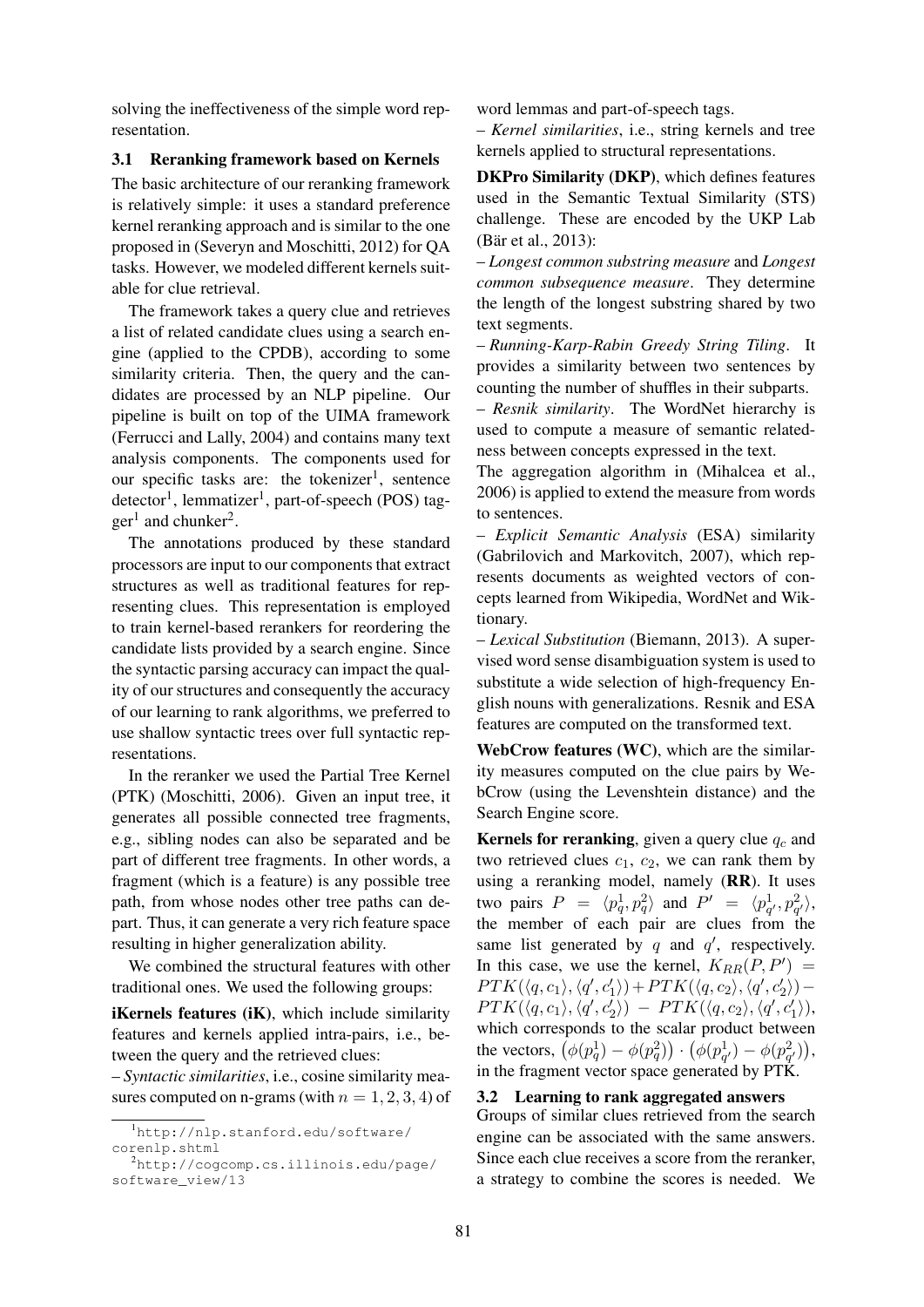solving the ineffectiveness of the simple word representation.

### 3.1 Reranking framework based on Kernels

The basic architecture of our reranking framework is relatively simple: it uses a standard preference kernel reranking approach and is similar to the one proposed in (Severyn and Moschitti, 2012) for QA tasks. However, we modeled different kernels suitable for clue retrieval.

The framework takes a query clue and retrieves a list of related candidate clues using a search engine (applied to the CPDB), according to some similarity criteria. Then, the query and the candidates are processed by an NLP pipeline. Our pipeline is built on top of the UIMA framework (Ferrucci and Lally, 2004) and contains many text analysis components. The components used for our specific tasks are: the tokenizer[1], sentence detector[1], lemmatizer[1], part-of-speech (POS) tagger[1] and chunker[2].

The annotations produced by these standard processors are input to our components that extract structures as well as traditional features for representing clues. This representation is employed to train kernel-based rerankers for reordering the candidate lists provided by a search engine. Since the syntactic parsing accuracy can impact the quality of our structures and consequently the accuracy of our learning to rank algorithms, we preferred to use shallow syntactic trees over full syntactic representations.

In the reranker we used the Partial Tree Kernel (PTK) (Moschitti, 2006). Given an input tree, it generates all possible connected tree fragments, e.g., sibling nodes can also be separated and be part of different tree fragments. In other words, a fragment (which is a feature) is any possible tree path, from whose nodes other tree paths can depart. Thus, it can generate a very rich feature space resulting in higher generalization ability.

We combined the structural features with other traditional ones. We used the following groups:

**iKernels features (iK)**, which include similarity features and kernels applied intra-pairs, i.e., between the query and the retrieved clues:

– *Syntactic similarities*, i.e., cosine similarity measures computed on n-grams (with $n = 1, 2, 3, 4$) of word lemmas and part-of-speech tags.

– *Kernel similarities*, i.e., string kernels and tree kernels applied to structural representations.

**DKPro Similarity (DKP)**, which defines features used in the Semantic Textual Similarity (STS) challenge. These are encoded by the UKP Lab (Bär et al., 2013):

– *Longest common substring measure* and *Longest common subsequence measure*. They determine the length of the longest substring shared by two text segments.

– *Running-Karp-Rabin Greedy String Tiling*. It provides a similarity between two sentences by counting the number of shuffles in their subparts.

– *Resnik similarity*. The WordNet hierarchy is used to compute a measure of semantic relatedness between concepts expressed in the text.

The aggregation algorithm in (Mihalcea et al., 2006) is applied to extend the measure from words to sentences.

– *Explicit Semantic Analysis* (ESA) similarity (Gabrilovich and Markovitch, 2007), which represents documents as weighted vectors of concepts learned from Wikipedia, WordNet and Wiktionary.

– *Lexical Substitution* (Biemann, 2013). A supervised word sense disambiguation system is used to substitute a wide selection of high-frequency English nouns with generalizations. Resnik and ESA features are computed on the transformed text.

**WebCrow features (WC)**, which are the similarity measures computed on the clue pairs by WebCrow (using the Levenshtein distance) and the Search Engine score.

**Kernels for reranking**, given a query clue $q_c$ and two retrieved clues $c_1$, $c_2$, we can rank them by using a reranking model, namely (**RR**). It uses two pairs $P = \langle p_q^1, p_q^2 \rangle$ and $P' = \langle p_{q'}^1, p_{q'}^2 \rangle$, the member of each pair are clues from the same list generated by $q$ and $q'$, respectively. In this case, we use the kernel, $K_{RR}(P, P') = PTK(\langle q, c_1 \rangle, \langle q', c'_1 \rangle) + PTK(\langle q, c_2 \rangle, \langle q', c'_2 \rangle) - PTK(\langle q, c_1 \rangle, \langle q', c'_2 \rangle) - PTK(\langle q, c_2 \rangle, \langle q', c'_1 \rangle)$, which corresponds to the scalar product between the vectors, $\big(\phi(p_q^1) - \phi(p_q^2)\big) \cdot \big(\phi(p_{q'}^1) - \phi(p_{q'}^2)\big)$, in the fragment vector space generated by PTK.

### 3.2 Learning to rank aggregated answers

Groups of similar clues retrieved from the search engine can be associated with the same answers. Since each clue receives a score from the reranker, a strategy to combine the scores is needed. We

[1] http://nlp.stanford.edu/software/corenlp.shtml

[2] http://cogcomp.cs.illinois.edu/page/software_view/13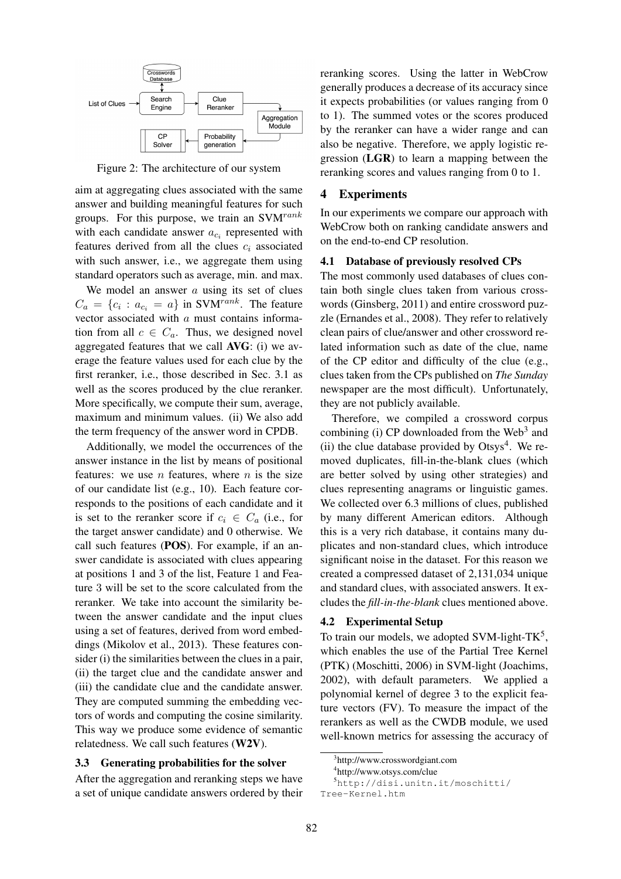Figure 2: The architecture of our system

aim at aggregating clues associated with the same answer and building meaningful features for such groups. For this purpose, we train an SVM$^{rank}$ with each candidate answer $a_{c_i}$ represented with features derived from all the clues $c_i$ associated with such answer, i.e., we aggregate them using standard operators such as average, min. and max.

We model an answer $a$ using its set of clues $C_a = \{c_i : a_{c_i} = a\}$ in SVM$^{rank}$. The feature vector associated with $a$ must contains information from all $c \in C_a$. Thus, we designed novel aggregated features that we call **AVG**: (i) we average the feature values used for each clue by the first reranker, i.e., those described in Sec. 3.1 as well as the scores produced by the clue reranker. More specifically, we compute their sum, average, maximum and minimum values. (ii) We also add the term frequency of the answer word in CPDB.

Additionally, we model the occurrences of the answer instance in the list by means of positional features: we use $n$ features, where $n$ is the size of our candidate list (e.g., 10). Each feature corresponds to the positions of each candidate and it is set to the reranker score if $c_i \in C_a$ (i.e., for the target answer candidate) and 0 otherwise. We call such features (**POS**). For example, if an answer candidate is associated with clues appearing at positions 1 and 3 of the list, Feature 1 and Feature 3 will be set to the score calculated from the reranker. We take into account the similarity between the answer candidate and the input clues using a set of features, derived from word embeddings (Mikolov et al., 2013). These features consider (i) the similarities between the clues in a pair, (ii) the target clue and the candidate answer and (iii) the candidate clue and the candidate answer. They are computed summing the embedding vectors of words and computing the cosine similarity. This way we produce some evidence of semantic relatedness. We call such features (**W2V**).

### 3.3 Generating probabilities for the solver

After the aggregation and reranking steps we have a set of unique candidate answers ordered by their reranking scores. Using the latter in WebCrow generally produces a decrease of its accuracy since it expects probabilities (or values ranging from 0 to 1). The summed votes or the scores produced by the reranker can have a wider range and can also be negative. Therefore, we apply logistic regression (**LGR**) to learn a mapping between the reranking scores and values ranging from 0 to 1.

## 4 Experiments

In our experiments we compare our approach with WebCrow both on ranking candidate answers and on the end-to-end CP resolution.

### 4.1 Database of previously resolved CPs

The most commonly used databases of clues contain both single clues taken from various crosswords (Ginsberg, 2011) and entire crossword puzzle (Ernandes et al., 2008). They refer to relatively clean pairs of clue/answer and other crossword related information such as date of the clue, name of the CP editor and difficulty of the clue (e.g., clues taken from the CPs published on *The Sunday* newspaper are the most difficult). Unfortunately, they are not publicly available.

Therefore, we compiled a crossword corpus combining (i) CP downloaded from the Web[3] and (ii) the clue database provided by Otsys[4]. We removed duplicates, fill-in-the-blank clues (which are better solved by using other strategies) and clues representing anagrams or linguistic games. We collected over 6.3 millions of clues, published by many different American editors. Although this is a very rich database, it contains many duplicates and non-standard clues, which introduce significant noise in the dataset. For this reason we created a compressed dataset of 2,131,034 unique and standard clues, with associated answers. It excludes the *fill-in-the-blank* clues mentioned above.

### 4.2 Experimental Setup

To train our models, we adopted SVM-light-TK[5], which enables the use of the Partial Tree Kernel (PTK) (Moschitti, 2006) in SVM-light (Joachims, 2002), with default parameters. We applied a polynomial kernel of degree 3 to the explicit feature vectors (FV). To measure the impact of the rerankers as well as the CWDB module, we used well-known metrics for assessing the accuracy of

[3] http://www.crosswordgiant.com

[4] http://www.otsys.com/clue

[5] http://disi.unitn.it/moschitti/Tree-Kernel.htm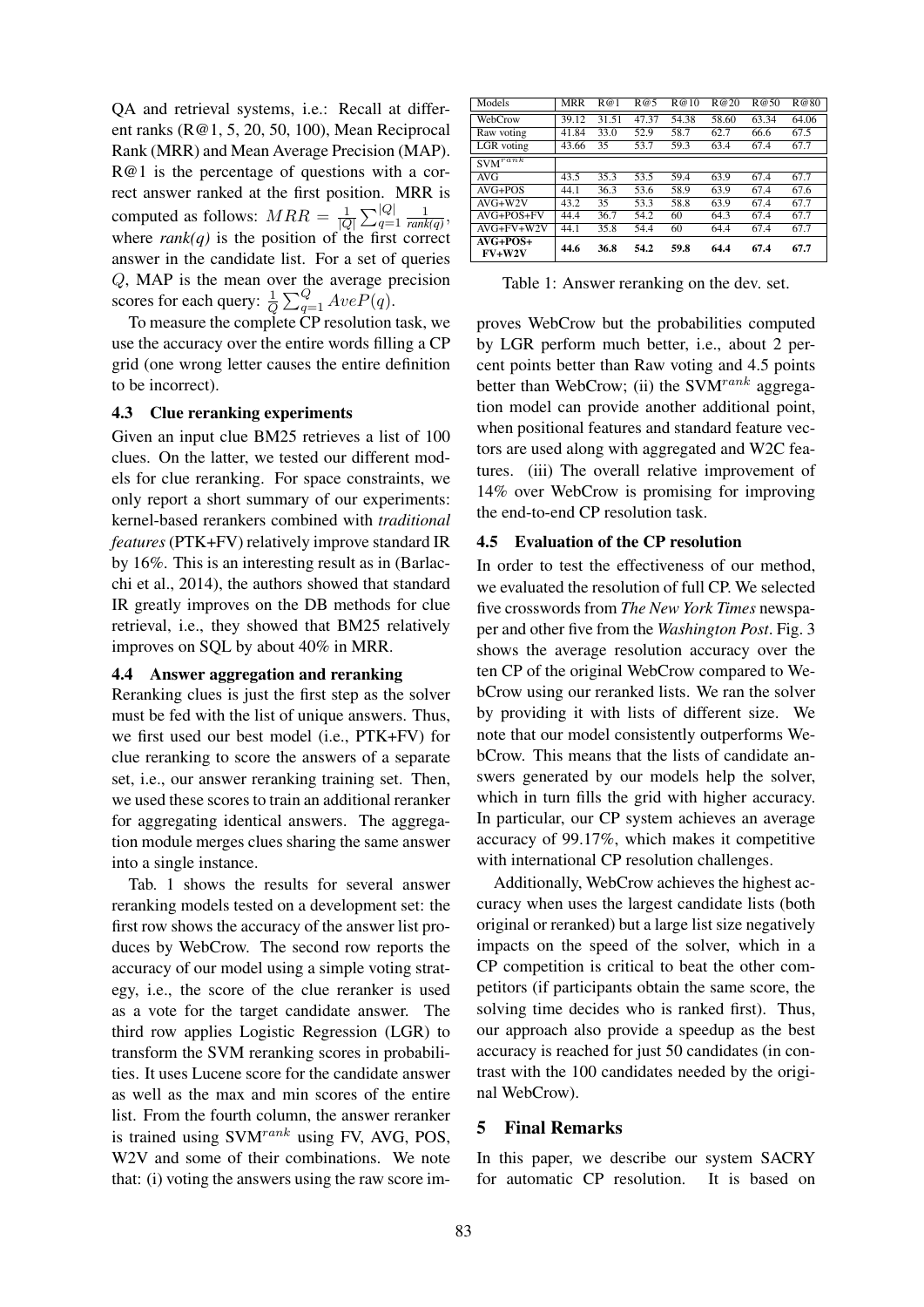QA and retrieval systems, i.e.: Recall at different ranks (R@1, 5, 20, 50, 100), Mean Reciprocal Rank (MRR) and Mean Average Precision (MAP). R@1 is the percentage of questions with a correct answer ranked at the first position. MRR is computed as follows: $MRR = \frac{1}{|Q|}\sum_{q=1}^{|Q|}\frac{1}{rank(q)}$, where *rank(q)* is the position of the first correct answer in the candidate list. For a set of queries $Q$, MAP is the mean over the average precision scores for each query: $\frac{1}{Q}\sum_{q=1}^{Q} AveP(q)$.

To measure the complete CP resolution task, we use the accuracy over the entire words filling a CP grid (one wrong letter causes the entire definition to be incorrect).

### 4.3 Clue reranking experiments

Given an input clue BM25 retrieves a list of 100 clues. On the latter, we tested our different models for clue reranking. For space constraints, we only report a short summary of our experiments: kernel-based rerankers combined with *traditional features* (PTK+FV) relatively improve standard IR by 16%. This is an interesting result as in (Barlacchi et al., 2014), the authors showed that standard IR greatly improves on the DB methods for clue retrieval, i.e., they showed that BM25 relatively improves on SQL by about 40% in MRR.

### 4.4 Answer aggregation and reranking

Reranking clues is just the first step as the solver must be fed with the list of unique answers. Thus, we first used our best model (i.e., PTK+FV) for clue reranking to score the answers of a separate set, i.e., our answer reranking training set. Then, we used these scores to train an additional reranker for aggregating identical answers. The aggregation module merges clues sharing the same answer into a single instance.

Tab. 1 shows the results for several answer reranking models tested on a development set: the first row shows the accuracy of the answer list produces by WebCrow. The second row reports the accuracy of our model using a simple voting strategy, i.e., the score of the clue reranker is used as a vote for the target candidate answer. The third row applies Logistic Regression (LGR) to transform the SVM reranking scores in probabilities. It uses Lucene score for the candidate answer as well as the max and min scores of the entire list. From the fourth column, the answer reranker is trained using SVM$^{rank}$ using FV, AVG, POS, W2V and some of their combinations. We note that: (i) voting the answers using the raw score improves WebCrow but the probabilities computed by LGR perform much better, i.e., about 2 percent points better than Raw voting and 4.5 points better than WebCrow; (ii) the SVM$^{rank}$ aggregation model can provide another additional point, when positional features and standard feature vectors are used along with aggregated and W2C features. (iii) The overall relative improvement of 14% over WebCrow is promising for improving the end-to-end CP resolution task.

| Models | MRR | R@1 | R@5 | R@10 | R@20 | R@50 | R@80 |
|---|---|---|---|---|---|---|---|
| WebCrow | 39.12 | 31.51 | 47.37 | 54.38 | 58.60 | 63.34 | 64.06 |
| Raw voting | 41.84 | 33.0 | 52.9 | 58.7 | 62.7 | 66.6 | 67.5 |
| LGR voting | 43.66 | 35 | 53.7 | 59.3 | 63.4 | 67.4 | 67.7 |
| SVM$^{rank}$ | | | | | | | |
| AVG | 43.5 | 35.3 | 53.5 | 59.4 | 63.9 | 67.4 | 67.7 |
| AVG+POS | 44.1 | 36.3 | 53.6 | 58.9 | 63.9 | 67.4 | 67.6 |
| AVG+W2V | 43.2 | 35 | 53.3 | 58.8 | 63.9 | 67.4 | 67.7 |
| AVG+POS+FV | 44.4 | 36.7 | 54.2 | 60 | 64.3 | 67.4 | 67.7 |
| AVG+FV+W2V | 44.1 | 35.8 | 54.4 | 60 | 64.4 | 67.4 | 67.7 |
| **AVG+POS+ FV+W2V** | **44.6** | **36.8** | **54.2** | **59.8** | **64.4** | **67.4** | **67.7** |

Table 1: Answer reranking on the dev. set.

### 4.5 Evaluation of the CP resolution

In order to test the effectiveness of our method, we evaluated the resolution of full CP. We selected five crosswords from *The New York Times* newspaper and other five from the *Washington Post*. Fig. 3 shows the average resolution accuracy over the ten CP of the original WebCrow compared to WebCrow using our reranked lists. We ran the solver by providing it with lists of different size. We note that our model consistently outperforms WebCrow. This means that the lists of candidate answers generated by our models help the solver, which in turn fills the grid with higher accuracy. In particular, our CP system achieves an average accuracy of 99.17%, which makes it competitive with international CP resolution challenges.

Additionally, WebCrow achieves the highest accuracy when uses the largest candidate lists (both original or reranked) but a large list size negatively impacts on the speed of the solver, which in a CP competition is critical to beat the other competitors (if participants obtain the same score, the solving time decides who is ranked first). Thus, our approach also provide a speedup as the best accuracy is reached for just 50 candidates (in contrast with the 100 candidates needed by the original WebCrow).

## 5 Final Remarks

In this paper, we describe our system SACRY for automatic CP resolution. It is based on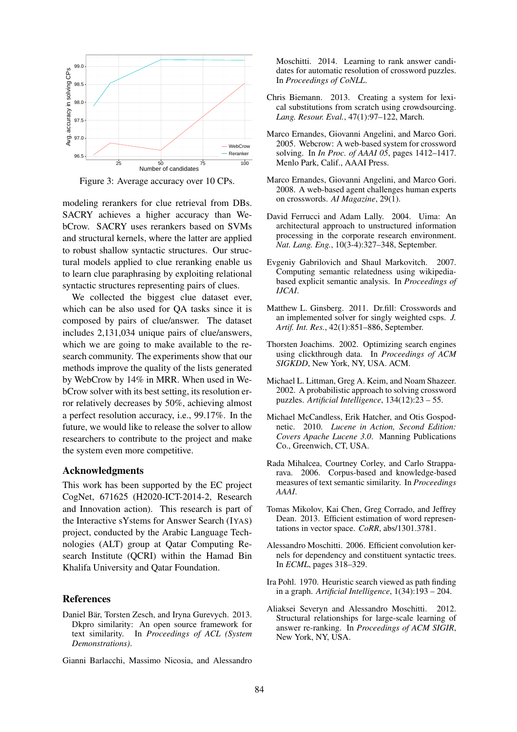Avg. accuracy in solving CPs

99.0
98.5
98.0
97.5
97.0
96.5

25
50
75
100

Number of candidates

WebCrow
Reranker

Figure 3: Average accuracy over 10 CPs.

modeling rerankers for clue retrieval from DBs. SACRY achieves a higher accuracy than WebCrow. SACRY uses rerankers based on SVMs and structural kernels, where the latter are applied to robust shallow syntactic structures. Our structural models applied to clue reranking enable us to learn clue paraphrasing by exploiting relational syntactic structures representing pairs of clues.

We collected the biggest clue dataset ever, which can be also used for QA tasks since it is composed by pairs of clue/answer. The dataset includes 2,131,034 unique pairs of clue/answers, which we are going to make available to the research community. The experiments show that our methods improve the quality of the lists generated by WebCrow by 14% in MRR. When used in WebCrow solver with its best setting, its resolution error relatively decreases by 50%, achieving almost a perfect resolution accuracy, i.e., 99.17%. In the future, we would like to release the solver to allow researchers to contribute to the project and make the system even more competitive.

## Acknowledgments

This work has been supported by the EC project CogNet, 671625 (H2020-ICT-2014-2, Research and Innovation action). This research is part of the Interactive sYstems for Answer Search (IYAS) project, conducted by the Arabic Language Technologies (ALT) group at Qatar Computing Research Institute (QCRI) within the Hamad Bin Khalifa University and Qatar Foundation.

## References

Daniel Bär, Torsten Zesch, and Iryna Gurevych. 2013. Dkpro similarity: An open source framework for text similarity. In *Proceedings of ACL (System Demonstrations)*.

Gianni Barlacchi, Massimo Nicosia, and Alessandro Moschitti. 2014. Learning to rank answer candidates for automatic resolution of crossword puzzles. In *Proceedings of CoNLL*.

Chris Biemann. 2013. Creating a system for lexical substitutions from scratch using crowdsourcing. *Lang. Resour. Eval.*, 47(1):97–122, March.

Marco Ernandes, Giovanni Angelini, and Marco Gori. 2005. Webcrow: A web-based system for crossword solving. In *In Proc. of AAAI 05*, pages 1412–1417. Menlo Park, Calif., AAAI Press.

Marco Ernandes, Giovanni Angelini, and Marco Gori. 2008. A web-based agent challenges human experts on crosswords. *AI Magazine*, 29(1).

David Ferrucci and Adam Lally. 2004. Uima: An architectural approach to unstructured information processing in the corporate research environment. *Nat. Lang. Eng.*, 10(3-4):327–348, September.

Evgeniy Gabrilovich and Shaul Markovitch. 2007. Computing semantic relatedness using wikipedia-based explicit semantic analysis. In *Proceedings of IJCAI*.

Matthew L. Ginsberg. 2011. Dr.fill: Crosswords and an implemented solver for singly weighted csps. *J. Artif. Int. Res.*, 42(1):851–886, September.

Thorsten Joachims. 2002. Optimizing search engines using clickthrough data. In *Proceedings of ACM SIGKDD*, New York, NY, USA. ACM.

Michael L. Littman, Greg A. Keim, and Noam Shazeer. 2002. A probabilistic approach to solving crossword puzzles. *Artificial Intelligence*, 134(12):23 – 55.

Michael McCandless, Erik Hatcher, and Otis Gospodnetic. 2010. *Lucene in Action, Second Edition: Covers Apache Lucene 3.0*. Manning Publications Co., Greenwich, CT, USA.

Rada Mihalcea, Courtney Corley, and Carlo Strapparava. 2006. Corpus-based and knowledge-based measures of text semantic similarity. In *Proceedings AAAI*.

Tomas Mikolov, Kai Chen, Greg Corrado, and Jeffrey Dean. 2013. Efficient estimation of word representations in vector space. *CoRR*, abs/1301.3781.

Alessandro Moschitti. 2006. Efficient convolution kernels for dependency and constituent syntactic trees. In *ECML*, pages 318–329.

Ira Pohl. 1970. Heuristic search viewed as path finding in a graph. *Artificial Intelligence*, 1(34):193 – 204.

Aliaksei Severyn and Alessandro Moschitti. 2012. Structural relationships for large-scale learning of answer re-ranking. In *Proceedings of ACM SIGIR*, New York, NY, USA.